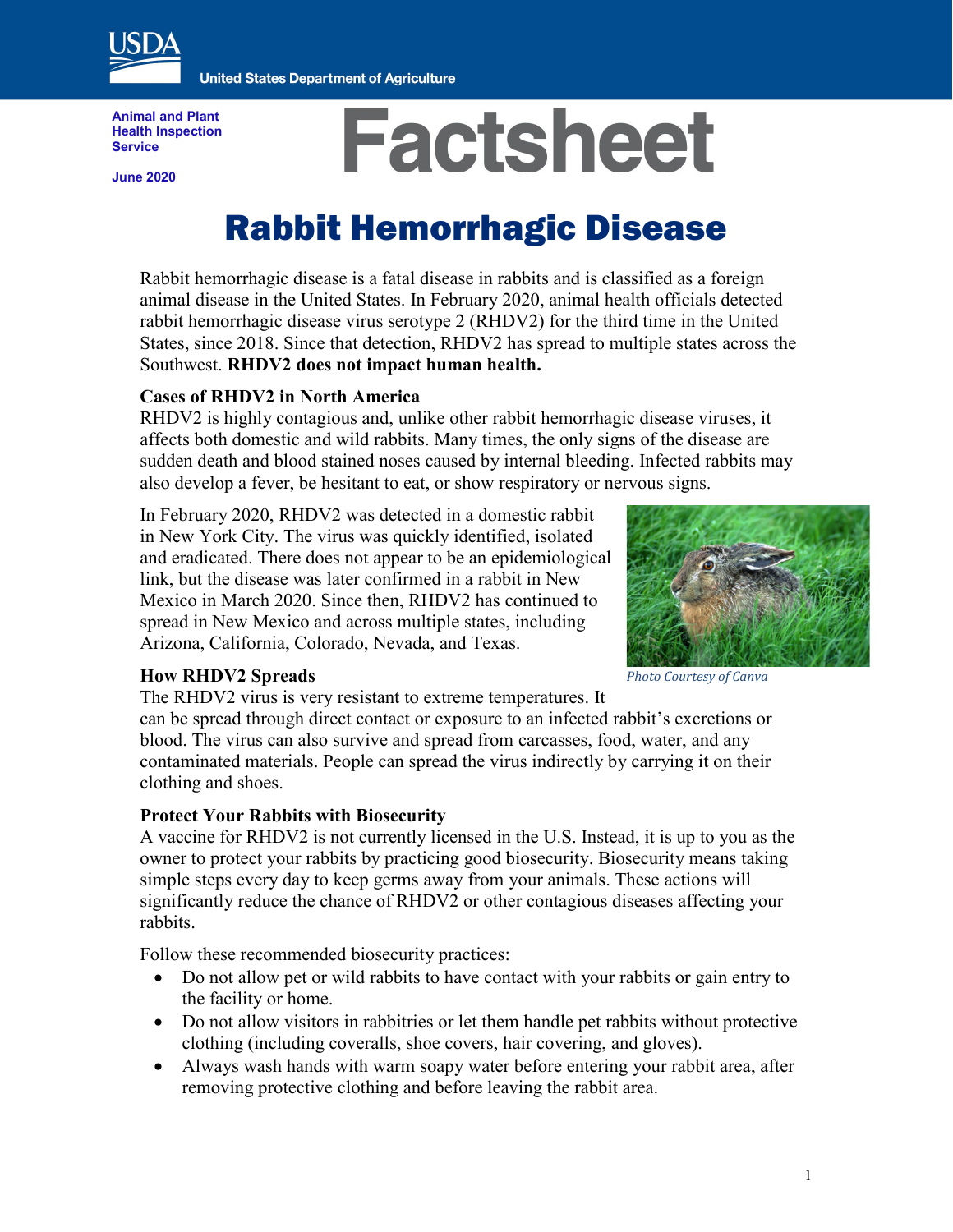United States Department of Agriculture

Animal and Plant Health Inspection Service

June 2020

# Factsheet

# Rabbit Hemorrhagic Disease

Rabbit hemorrhagic disease is a fatal disease in rabbits and is classified as a foreign animal disease in the United States. In February 2020, animal health officials detected rabbit hemorrhagic disease virus serotype 2 (RHDV2) for the third time in the United States, since 2018. Since that detection, RHDV2 has spread to multiple states across the Southwest. **RHDV2 does not impact human health.**

### Cases of RHDV2 in North America

RHDV2 is highly contagious and, unlike other rabbit hemorrhagic disease viruses, it affects both domestic and wild rabbits. Many times, the only signs of the disease are sudden death and blood stained noses caused by internal bleeding. Infected rabbits may also develop a fever, be hesitant to eat, or show respiratory or nervous signs.

In February 2020, RHDV2 was detected in a domestic rabbit in New York City. The virus was quickly identified, isolated and eradicated. There does not appear to be an epidemiological link, but the disease was later confirmed in a rabbit in New Mexico in March 2020. Since then, RHDV2 has continued to spread in New Mexico and across multiple states, including Arizona, California, Colorado, Nevada, and Texas.

*Photo Courtesy of Canva*

### How RHDV2 Spreads

The RHDV2 virus is very resistant to extreme temperatures. It can be spread through direct contact or exposure to an infected rabbit's excretions or blood. The virus can also survive and spread from carcasses, food, water, and any contaminated materials. People can spread the virus indirectly by carrying it on their clothing and shoes.

### Protect Your Rabbits with Biosecurity

A vaccine for RHDV2 is not currently licensed in the U.S. Instead, it is up to you as the owner to protect your rabbits by practicing good biosecurity. Biosecurity means taking simple steps every day to keep germs away from your animals. These actions will significantly reduce the chance of RHDV2 or other contagious diseases affecting your rabbits.

Follow these recommended biosecurity practices:

- Do not allow pet or wild rabbits to have contact with your rabbits or gain entry to the facility or home.
- Do not allow visitors in rabbitries or let them handle pet rabbits without protective clothing (including coveralls, shoe covers, hair covering, and gloves).
- Always wash hands with warm soapy water before entering your rabbit area, after removing protective clothing and before leaving the rabbit area.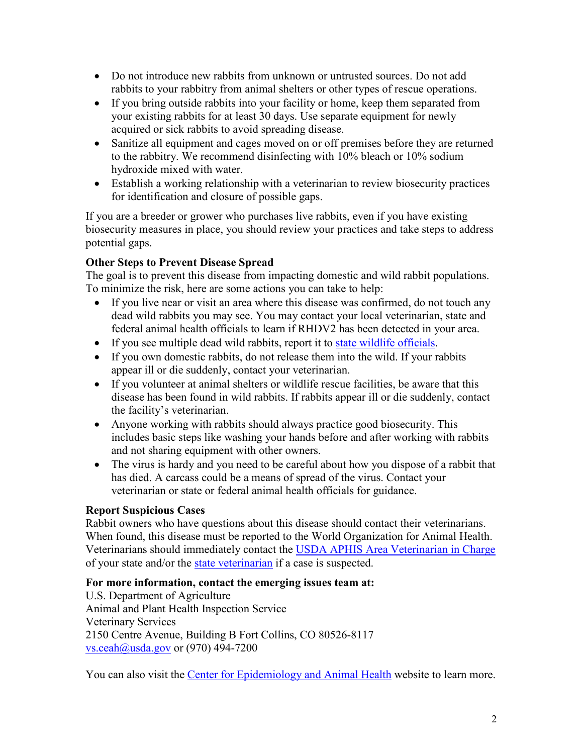- Do not introduce new rabbits from unknown or untrusted sources. Do not add rabbits to your rabbitry from animal shelters or other types of rescue operations.
- If you bring outside rabbits into your facility or home, keep them separated from your existing rabbits for at least 30 days. Use separate equipment for newly acquired or sick rabbits to avoid spreading disease.
- Sanitize all equipment and cages moved on or off premises before they are returned to the rabbitry. We recommend disinfecting with 10% bleach or 10% sodium hydroxide mixed with water.
- Establish a working relationship with a veterinarian to review biosecurity practices for identification and closure of possible gaps.

If you are a breeder or grower who purchases live rabbits, even if you have existing biosecurity measures in place, you should review your practices and take steps to address potential gaps.

**Other Steps to Prevent Disease Spread**

The goal is to prevent this disease from impacting domestic and wild rabbit populations. To minimize the risk, here are some actions you can take to help:

- If you live near or visit an area where this disease was confirmed, do not touch any dead wild rabbits you may see. You may contact your local veterinarian, state and federal animal health officials to learn if RHDV2 has been detected in your area.
- If you see multiple dead wild rabbits, report it to state wildlife officials.
- If you own domestic rabbits, do not release them into the wild. If your rabbits appear ill or die suddenly, contact your veterinarian.
- If you volunteer at animal shelters or wildlife rescue facilities, be aware that this disease has been found in wild rabbits. If rabbits appear ill or die suddenly, contact the facility's veterinarian.
- Anyone working with rabbits should always practice good biosecurity. This includes basic steps like washing your hands before and after working with rabbits and not sharing equipment with other owners.
- The virus is hardy and you need to be careful about how you dispose of a rabbit that has died. A carcass could be a means of spread of the virus. Contact your veterinarian or state or federal animal health officials for guidance.

**Report Suspicious Cases**

Rabbit owners who have questions about this disease should contact their veterinarians. When found, this disease must be reported to the World Organization for Animal Health. Veterinarians should immediately contact the USDA APHIS Area Veterinarian in Charge of your state and/or the state veterinarian if a case is suspected.

**For more information, contact the emerging issues team at:**

U.S. Department of Agriculture  
Animal and Plant Health Inspection Service  
Veterinary Services  
2150 Centre Avenue, Building B Fort Collins, CO 80526-8117  
vs.ceah@usda.gov or (970) 494-7200

You can also visit the Center for Epidemiology and Animal Health website to learn more.